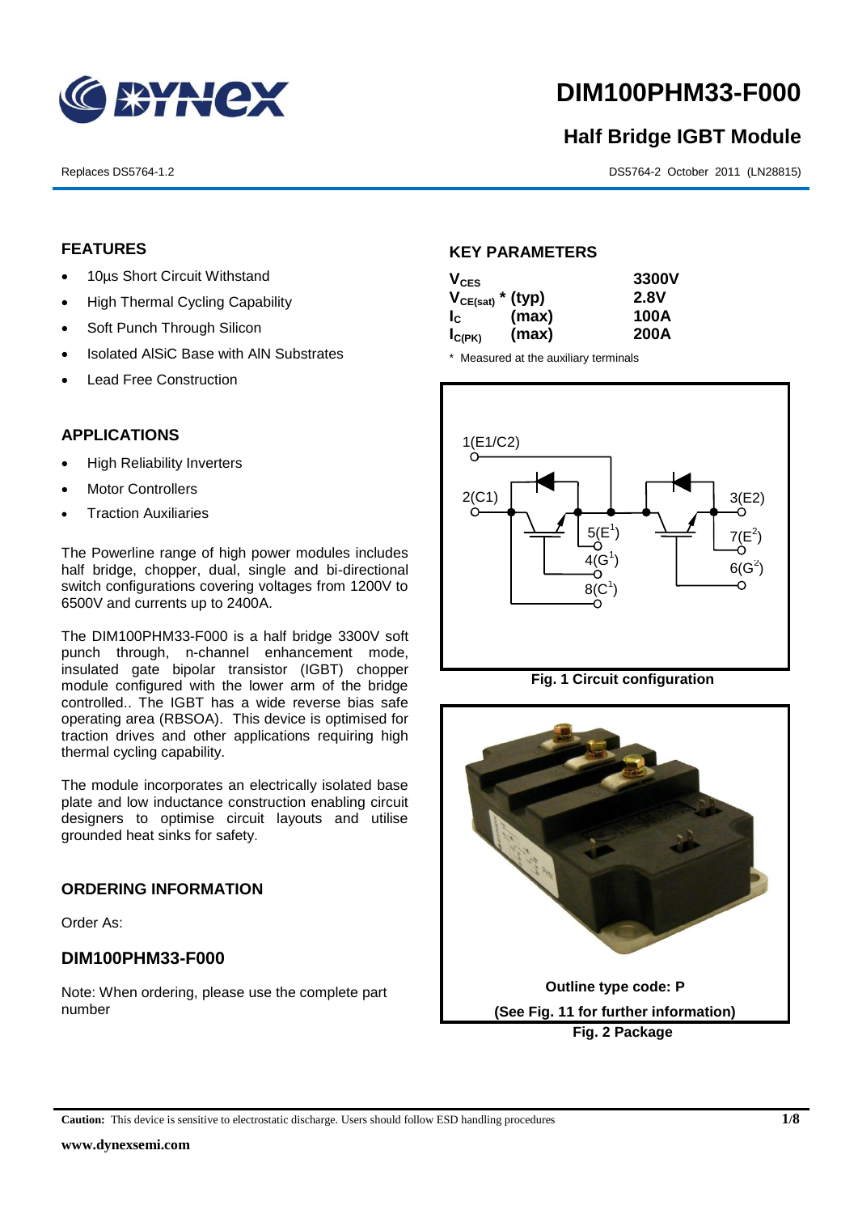# DIM100PHM33-F000

## Half Bridge IGBT Module

Replaces DS5764-1.2

DS5764-2 October 2011 (LN28815)

## FEATURES

- 10µs Short Circuit Withstand
- High Thermal Cycling Capability
- Soft Punch Through Silicon
- Isolated AlSiC Base with AlN Substrates
- Lead Free Construction

## APPLICATIONS

- High Reliability Inverters
- Motor Controllers
- Traction Auxiliaries

The Powerline range of high power modules includes half bridge, chopper, dual, single and bi-directional switch configurations covering voltages from 1200V to 6500V and currents up to 2400A.

The DIM100PHM33-F000 is a half bridge 3300V soft punch through, n-channel enhancement mode, insulated gate bipolar transistor (IGBT) chopper module configured with the lower arm of the bridge controlled.. The IGBT has a wide reverse bias safe operating area (RBSOA). This device is optimised for traction drives and other applications requiring high thermal cycling capability.

The module incorporates an electrically isolated base plate and low inductance construction enabling circuit designers to optimise circuit layouts and utilise grounded heat sinks for safety.

## ORDERING INFORMATION

Order As:

### DIM100PHM33-F000

Note: When ordering, please use the complete part number

## KEY PARAMETERS

| Parameter | | Value |
|---|---|---|
| $V_{CES}$ | | 3300V |
| $V_{CE(sat)}$ * | (typ) | 2.8V |
| $I_C$ | (max) | 100A |
| $I_{C(PK)}$ | (max) | 200A |

\* Measured at the auxiliary terminals

Fig. 1 Circuit configuration

Outline type code: P

(See Fig. 11 for further information)

Fig. 2 Package

**Caution:** This device is sensitive to electrostatic discharge. Users should follow ESD handling procedures

www.dynexsemi.com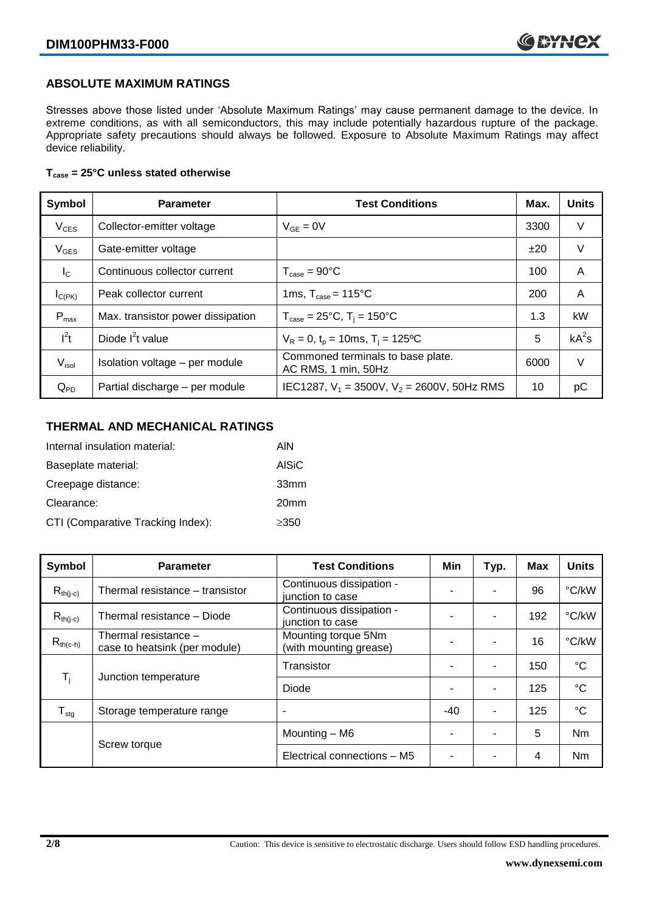## ABSOLUTE MAXIMUM RATINGS

Stresses above those listed under 'Absolute Maximum Ratings' may cause permanent damage to the device. In extreme conditions, as with all semiconductors, this may include potentially hazardous rupture of the package. Appropriate safety precautions should always be followed. Exposure to Absolute Maximum Ratings may affect device reliability.

**$T_{case}$ = 25°C unless stated otherwise**

| Symbol | Parameter | Test Conditions | Max. | Units |
|---|---|---|---|---|
| $V_{CES}$ | Collector-emitter voltage | $V_{GE}$ = 0V | 3300 | V |
| $V_{GES}$ | Gate-emitter voltage | | ±20 | V |
| $I_C$ | Continuous collector current | $T_{case}$ = 90°C | 100 | A |
| $I_{C(PK)}$ | Peak collector current | 1ms, $T_{case}$ = 115°C | 200 | A |
| $P_{max}$ | Max. transistor power dissipation | $T_{case}$ = 25°C, $T_j$ = 150°C | 1.3 | kW |
| $I^2t$ | Diode $I^2t$ value | $V_R$ = 0, $t_p$ = 10ms, $T_j$ = 125ºC | 5 | $kA^2s$ |
| $V_{isol}$ | Isolation voltage – per module | Commoned terminals to base plate. AC RMS, 1 min, 50Hz | 6000 | V |
| $Q_{PD}$ | Partial discharge – per module | IEC1287, $V_1$ = 3500V, $V_2$ = 2600V, 50Hz RMS | 10 | pC |

## THERMAL AND MECHANICAL RATINGS

| | |
|---|---|
| Internal insulation material: | AlN |
| Baseplate material: | AlSiC |
| Creepage distance: | 33mm |
| Clearance: | 20mm |
| CTI (Comparative Tracking Index): | ≥350 |

| Symbol | Parameter | Test Conditions | Min | Typ. | Max | Units |
|---|---|---|---|---|---|---|
| $R_{th(j-c)}$ | Thermal resistance – transistor | Continuous dissipation - junction to case | - | - | 96 | °C/kW |
| $R_{th(j-c)}$ | Thermal resistance – Diode | Continuous dissipation - junction to case | - | - | 192 | °C/kW |
| $R_{th(c-h)}$ | Thermal resistance – case to heatsink (per module) | Mounting torque 5Nm (with mounting grease) | - | - | 16 | °C/kW |
| $T_j$ | Junction temperature | Transistor | - | - | 150 | °C |
| | | Diode | - | - | 125 | °C |
| $T_{stg}$ | Storage temperature range | - | -40 | - | 125 | °C |
| | Screw torque | Mounting – M6 | - | - | 5 | Nm |
| | | Electrical connections – M5 | - | - | 4 | Nm |

Caution: This device is sensitive to electrostatic discharge. Users should follow ESD handling procedures.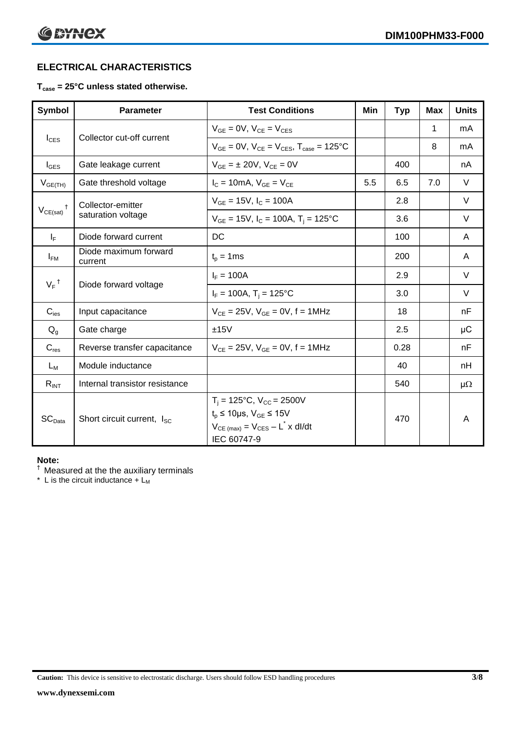## ELECTRICAL CHARACTERISTICS

**$T_{case}$ = 25°C unless stated otherwise.**

| Symbol | Parameter | Test Conditions | Min | Typ | Max | Units |
|---|---|---|---|---|---|---|
| $I_{CES}$ | Collector cut-off current | $V_{GE}$ = 0V, $V_{CE}$ = $V_{CES}$ | | | 1 | mA |
| | | $V_{GE}$ = 0V, $V_{CE}$ = $V_{CES}$, $T_{case}$ = 125°C | | | 8 | mA |
| $I_{GES}$ | Gate leakage current | $V_{GE}$ = ± 20V, $V_{CE}$ = 0V | | 400 | | nA |
| $V_{GE(TH)}$ | Gate threshold voltage | $I_C$ = 10mA, $V_{GE}$ = $V_{CE}$ | 5.5 | 6.5 | 7.0 | V |
| $V_{CE(sat)}$ † | Collector-emitter saturation voltage | $V_{GE}$ = 15V, $I_C$ = 100A | | 2.8 | | V |
| | | $V_{GE}$ = 15V, $I_C$ = 100A, $T_j$ = 125°C | | 3.6 | | V |
| $I_F$ | Diode forward current | DC | | 100 | | A |
| $I_{FM}$ | Diode maximum forward current | $t_p$ = 1ms | | 200 | | A |
| $V_F$ † | Diode forward voltage | $I_F$ = 100A | | 2.9 | | V |
| | | $I_F$ = 100A, $T_j$ = 125°C | | 3.0 | | V |
| $C_{ies}$ | Input capacitance | $V_{CE}$ = 25V, $V_{GE}$ = 0V, f = 1MHz | | 18 | | nF |
| $Q_g$ | Gate charge | ±15V | | 2.5 | | μC |
| $C_{res}$ | Reverse transfer capacitance | $V_{CE}$ = 25V, $V_{GE}$ = 0V, f = 1MHz | | 0.28 | | nF |
| $L_M$ | Module inductance | | | 40 | | nH |
| $R_{INT}$ | Internal transistor resistance | | | 540 | | μΩ |
| $SC_{Data}$ | Short circuit current, $I_{SC}$ | $T_j$ = 125°C, $V_{CC}$ = 2500V<br>$t_p$ ≤ 10μs, $V_{GE}$ ≤ 15V<br>$V_{CE(max)}$ = $V_{CES}$ – $L^*$ x dI/dt<br>IEC 60747-9 | | 470 | | A |

**Note:**

† Measured at the the auxiliary terminals

* L is the circuit inductance + $L_M$

**Caution:** This device is sensitive to electrostatic discharge. Users should follow ESD handling procedures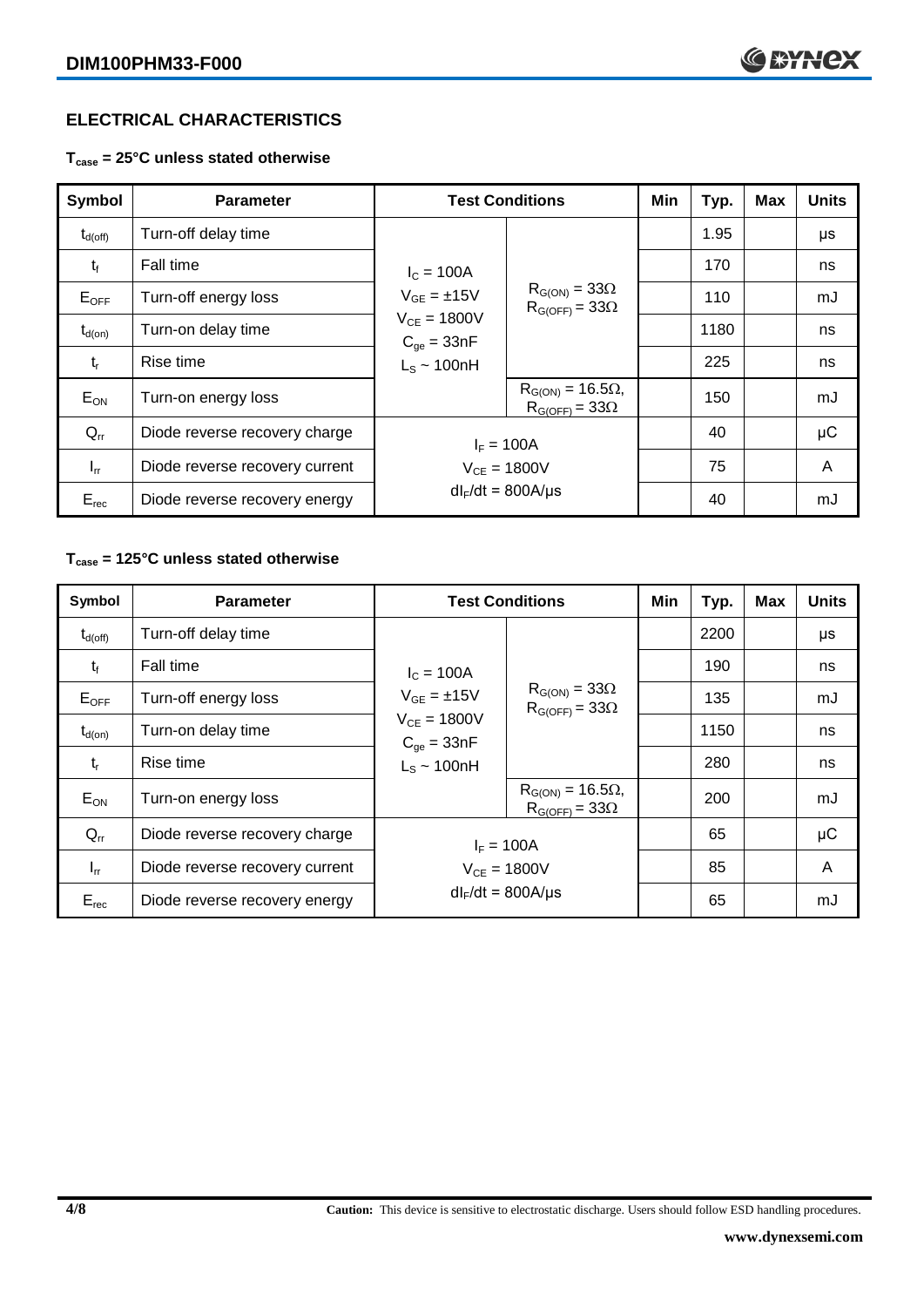## ELECTRICAL CHARACTERISTICS

### $T_{case}$ = 25°C unless stated otherwise

| Symbol | Parameter | Test Conditions | | Min | Typ. | Max | Units |
|---|---|---|---|---|---|---|---|
| $t_{d(off)}$ | Turn-off delay time | $I_C$ = 100A<br>$V_{GE}$ = ±15V<br>$V_{CE}$ = 1800V<br>$C_{ge}$ = 33nF<br>$L_S$ ~ 100nH | $R_{G(ON)}$ = 33Ω<br>$R_{G(OFF)}$ = 33Ω | | 1.95 | | µs |
| $t_f$ | Fall time | | | | 170 | | ns |
| $E_{OFF}$ | Turn-off energy loss | | | | 110 | | mJ |
| $t_{d(on)}$ | Turn-on delay time | | | | 1180 | | ns |
| $t_r$ | Rise time | | | | 225 | | ns |
| $E_{ON}$ | Turn-on energy loss | | $R_{G(ON)}$ = 16.5Ω,<br>$R_{G(OFF)}$ = 33Ω | | 150 | | mJ |
| $Q_{rr}$ | Diode reverse recovery charge | $I_F$ = 100A<br>$V_{CE}$ = 1800V<br>$dI_F/dt$ = 800A/µs | | | 40 | | µC |
| $I_{rr}$ | Diode reverse recovery current | | | | 75 | | A |
| $E_{rec}$ | Diode reverse recovery energy | | | | 40 | | mJ |

### $T_{case}$ = 125°C unless stated otherwise

| Symbol | Parameter | Test Conditions | | Min | Typ. | Max | Units |
|---|---|---|---|---|---|---|---|
| $t_{d(off)}$ | Turn-off delay time | $I_C$ = 100A<br>$V_{GE}$ = ±15V<br>$V_{CE}$ = 1800V<br>$C_{ge}$ = 33nF<br>$L_S$ ~ 100nH | $R_{G(ON)}$ = 33Ω<br>$R_{G(OFF)}$ = 33Ω | | 2200 | | µs |
| $t_f$ | Fall time | | | | 190 | | ns |
| $E_{OFF}$ | Turn-off energy loss | | | | 135 | | mJ |
| $t_{d(on)}$ | Turn-on delay time | | | | 1150 | | ns |
| $t_r$ | Rise time | | | | 280 | | ns |
| $E_{ON}$ | Turn-on energy loss | | $R_{G(ON)}$ = 16.5Ω,<br>$R_{G(OFF)}$ = 33Ω | | 200 | | mJ |
| $Q_{rr}$ | Diode reverse recovery charge | $I_F$ = 100A<br>$V_{CE}$ = 1800V<br>$dI_F/dt$ = 800A/µs | | | 65 | | µC |
| $I_{rr}$ | Diode reverse recovery current | | | | 85 | | A |
| $E_{rec}$ | Diode reverse recovery energy | | | | 65 | | mJ |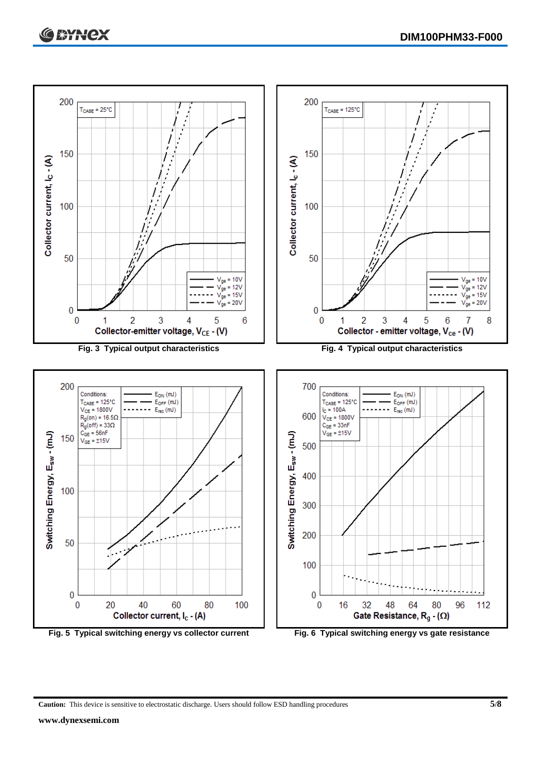$T_{CASE}$ = 25°C

Collector current, $I_C$ - (A)

Collector-emitter voltage, $V_{CE}$ - (V)

$V_{ge}$ = 10V
$V_{ge}$ = 12V
$V_{ge}$ = 15V
$V_{ge}$ = 20V

**Fig. 3 Typical output characteristics**

$T_{CASE}$ = 125°C

Collector current, $I_C$ - (A)

Collector - emitter voltage, $V_{ce}$ - (V)

$V_{ge}$ = 10V
$V_{ge}$ = 12V
$V_{ge}$ = 15V
$V_{ge}$ = 20V

**Fig. 4 Typical output characteristics**

Conditions:
$T_{CASE}$ = 125°C
$V_{CE}$ = 1800V
$R_g$(on) = 16.5Ω
$R_g$(off) = 33Ω
$C_{GE}$ = 56nF
$V_{GE}$ = ±15V

$E_{ON}$ (mJ)
$E_{OFF}$ (mJ)
$E_{rec}$ (mJ)

Switching Energy, $E_{sw}$ - (mJ)

Collector current, $I_c$ - (A)

**Fig. 5 Typical switching energy vs collector current**

Conditions:
$T_{CASE}$ = 125°C
$I_C$ = 100A
$V_{CE}$ = 1800V
$C_{GE}$ = 33nF
$V_{GE}$ = ±15V

$E_{ON}$ (mJ)
$E_{OFF}$ (mJ)
$E_{rec}$ (mJ)

Switching Energy, $E_{sw}$ - (mJ)

Gate Resistance, $R_g$ - (Ω)

**Fig. 6 Typical switching energy vs gate resistance**

**Caution:** This device is sensitive to electrostatic discharge. Users should follow ESD handling procedures

**www.dynexsemi.com**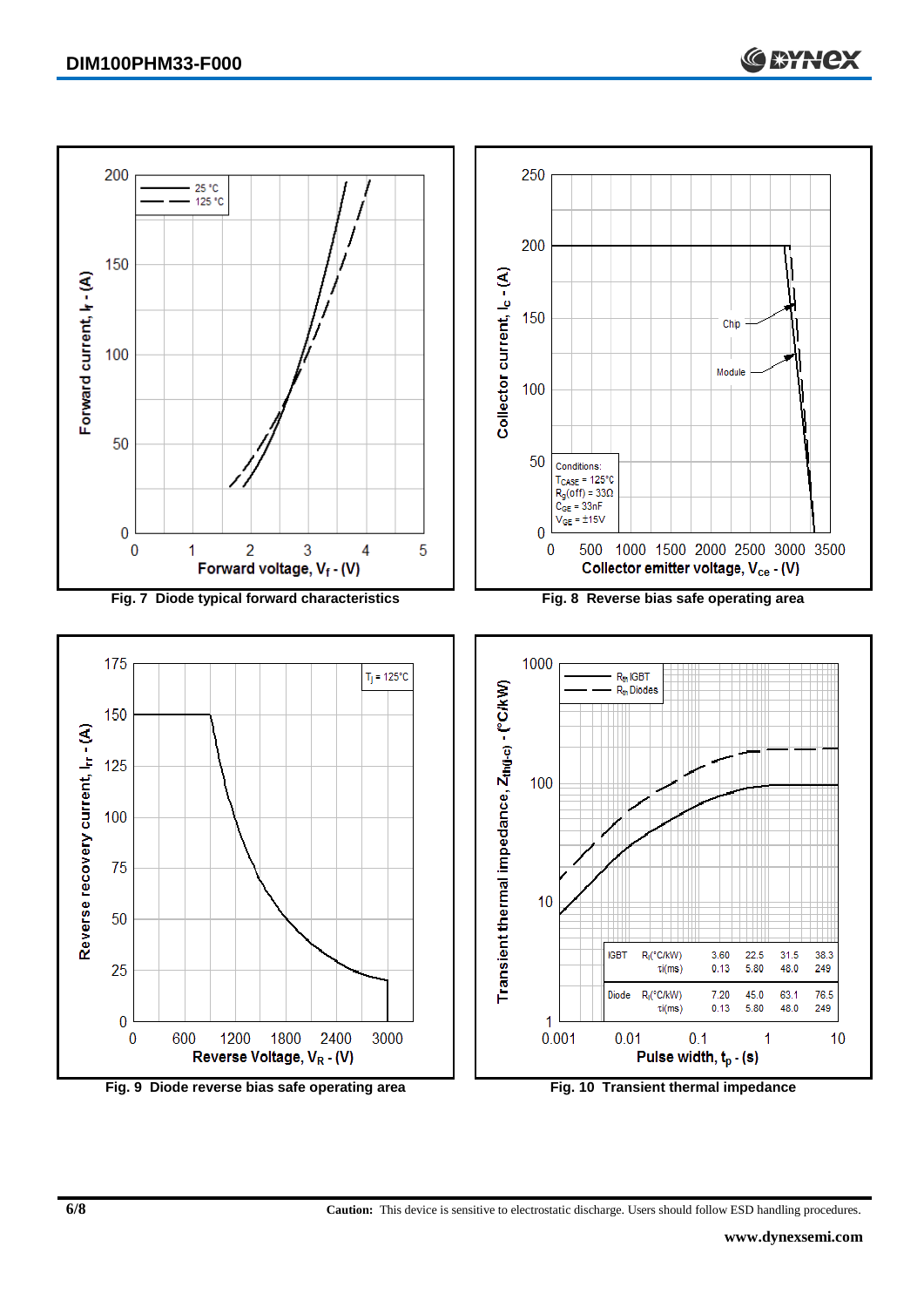Fig. 7 Diode typical forward characteristics

Fig. 8 Reverse bias safe operating area

Fig. 9 Diode reverse bias safe operating area

| IGBT | $R_i$(°C/kW) | 3.60 | 22.5 | 31.5 | 38.3 |
|---|---|---|---|---|---|
| | $\tau_i$(ms) | 0.13 | 5.80 | 48.0 | 249 |
| Diode | $R_i$(°C/kW) | 7.20 | 45.0 | 63.1 | 76.5 |
| | $\tau_i$(ms) | 0.13 | 5.80 | 48.0 | 249 |

Fig. 10 Transient thermal impedance

**Caution:** This device is sensitive to electrostatic discharge. Users should follow ESD handling procedures.

**www.dynexsemi.com**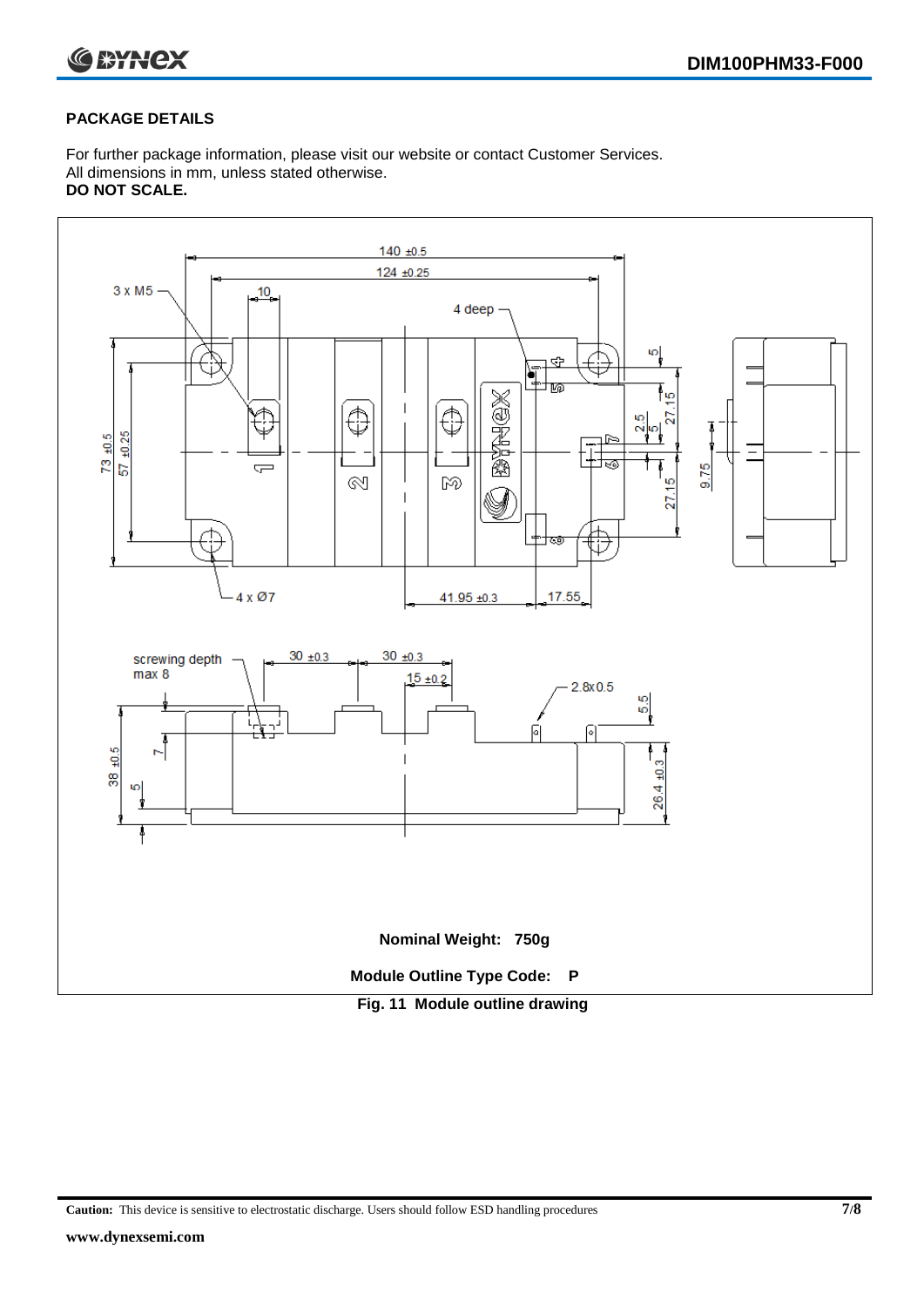## PACKAGE DETAILS

For further package information, please visit our website or contact Customer Services.
All dimensions in mm, unless stated otherwise.
**DO NOT SCALE.**

**Nominal Weight: 750g**

**Module Outline Type Code: P**

**Fig. 11 Module outline drawing**

**Caution:** This device is sensitive to electrostatic discharge. Users should follow ESD handling procedures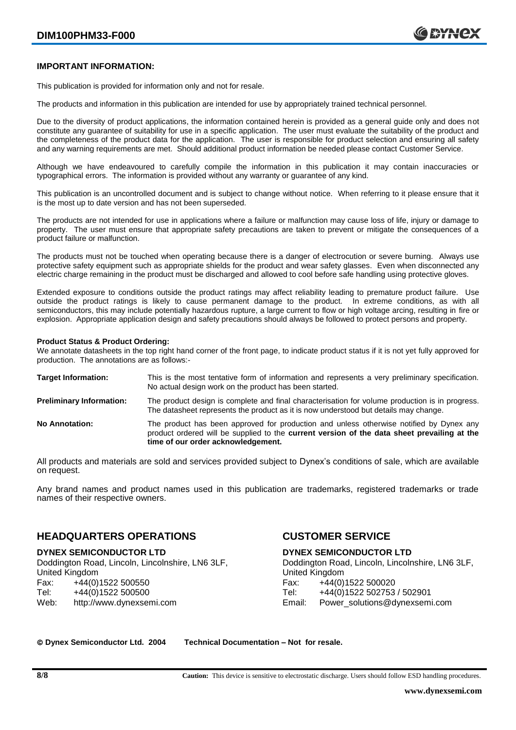**IMPORTANT INFORMATION:**

This publication is provided for information only and not for resale.

The products and information in this publication are intended for use by appropriately trained technical personnel.

Due to the diversity of product applications, the information contained herein is provided as a general guide only and does not constitute any guarantee of suitability for use in a specific application. The user must evaluate the suitability of the product and the completeness of the product data for the application. The user is responsible for product selection and ensuring all safety and any warning requirements are met. Should additional product information be needed please contact Customer Service.

Although we have endeavoured to carefully compile the information in this publication it may contain inaccuracies or typographical errors. The information is provided without any warranty or guarantee of any kind.

This publication is an uncontrolled document and is subject to change without notice. When referring to it please ensure that it is the most up to date version and has not been superseded.

The products are not intended for use in applications where a failure or malfunction may cause loss of life, injury or damage to property. The user must ensure that appropriate safety precautions are taken to prevent or mitigate the consequences of a product failure or malfunction.

The products must not be touched when operating because there is a danger of electrocution or severe burning. Always use protective safety equipment such as appropriate shields for the product and wear safety glasses. Even when disconnected any electric charge remaining in the product must be discharged and allowed to cool before safe handling using protective gloves.

Extended exposure to conditions outside the product ratings may affect reliability leading to premature product failure. Use outside the product ratings is likely to cause permanent damage to the product. In extreme conditions, as with all semiconductors, this may include potentially hazardous rupture, a large current to flow or high voltage arcing, resulting in fire or explosion. Appropriate application design and safety precautions should always be followed to protect persons and property.

**Product Status & Product Ordering:**
We annotate datasheets in the top right hand corner of the front page, to indicate product status if it is not yet fully approved for production. The annotations are as follows:-

| | |
|---|---|
| **Target Information:** | This is the most tentative form of information and represents a very preliminary specification. No actual design work on the product has been started. |
| **Preliminary Information:** | The product design is complete and final characterisation for volume production is in progress. The datasheet represents the product as it is now understood but details may change. |
| **No Annotation:** | The product has been approved for production and unless otherwise notified by Dynex any product ordered will be supplied to the **current version of the data sheet prevailing at the time of our order acknowledgement.** |

All products and materials are sold and services provided subject to Dynex's conditions of sale, which are available on request.

Any brand names and product names used in this publication are trademarks, registered trademarks or trade names of their respective owners.

## HEADQUARTERS OPERATIONS

**DYNEX SEMICONDUCTOR LTD**
Doddington Road, Lincoln, Lincolnshire, LN6 3LF,
United Kingdom
Fax: +44(0)1522 500550
Tel: +44(0)1522 500500
Web: http://www.dynexsemi.com

## CUSTOMER SERVICE

**DYNEX SEMICONDUCTOR LTD**
Doddington Road, Lincoln, Lincolnshire, LN6 3LF,
United Kingdom
Fax: +44(0)1522 500020
Tel: +44(0)1522 502753 / 502901
Email: Power_solutions@dynexsemi.com

**© Dynex Semiconductor Ltd. 2004 Technical Documentation – Not for resale.**

**Caution:** This device is sensitive to electrostatic discharge. Users should follow ESD handling procedures.